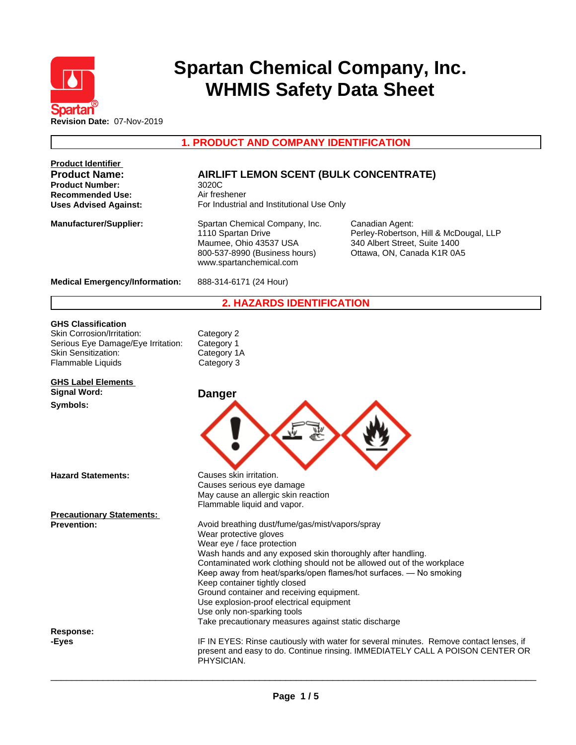# Spartan Chemical Company, Inc.
# WHMIS Safety Data Sheet

**Revision Date:** 07-Nov-2019

## 1. PRODUCT AND COMPANY IDENTIFICATION

**Product Identifier**

| | |
|---|---|
| **Product Name:** | **AIRLIFT LEMON SCENT (BULK CONCENTRATE)** |
| **Product Number:** | 3020C |
| **Recommended Use:** | Air freshener |
| **Uses Advised Against:** | For Industrial and Institutional Use Only |

**Manufacturer/Supplier:**

Spartan Chemical Company, Inc.
1110 Spartan Drive
Maumee, Ohio 43537 USA
800-537-8990 (Business hours)
www.spartanchemical.com

Canadian Agent:
Perley-Robertson, Hill & McDougal, LLP
340 Albert Street, Suite 1400
Ottawa, ON, Canada K1R 0A5

**Medical Emergency/Information:** 888-314-6171 (24 Hour)

## 2. HAZARDS IDENTIFICATION

**GHS Classification**

| | |
|---|---|
| Skin Corrosion/Irritation: | Category 2 |
| Serious Eye Damage/Eye Irritation: | Category 1 |
| Skin Sensitization: | Category 1A |
| Flammable Liquids | Category 3 |

**GHS Label Elements**

**Signal Word:** **Danger**

**Symbols:**

**Hazard Statements:**

Causes skin irritation.
Causes serious eye damage
May cause an allergic skin reaction
Flammable liquid and vapor.

**Precautionary Statements:**

**Prevention:**

Avoid breathing dust/fume/gas/mist/vapors/spray
Wear protective gloves
Wear eye / face protection
Wash hands and any exposed skin thoroughly after handling.
Contaminated work clothing should not be allowed out of the workplace
Keep away from heat/sparks/open flames/hot surfaces. — No smoking
Keep container tightly closed
Ground container and receiving equipment.
Use explosion-proof electrical equipment
Use only non-sparking tools
Take precautionary measures against static discharge

**Response:**

**-Eyes**

IF IN EYES: Rinse cautiously with water for several minutes. Remove contact lenses, if present and easy to do. Continue rinsing. IMMEDIATELY CALL A POISON CENTER OR PHYSICIAN.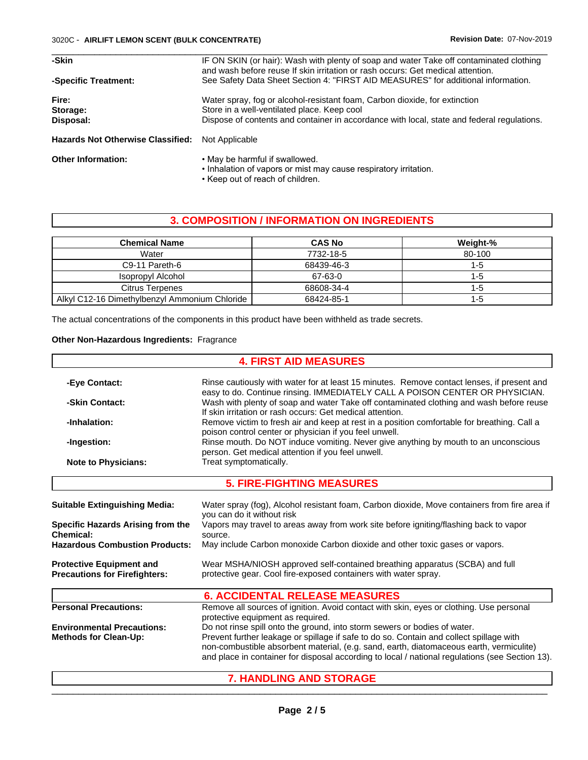**-Skin** IF ON SKIN (or hair): Wash with plenty of soap and water Take off contaminated clothing and wash before reuse If skin irritation or rash occurs: Get medical attention.

**-Specific Treatment:** See Safety Data Sheet Section 4: "FIRST AID MEASURES" for additional information.

**Fire:** Water spray, fog or alcohol-resistant foam, Carbon dioxide, for extinction

**Storage:** Store in a well-ventilated place. Keep cool

**Disposal:** Dispose of contents and container in accordance with local, state and federal regulations.

**Hazards Not Otherwise Classified:** Not Applicable

**Other Information:**
- May be harmful if swallowed.
- Inhalation of vapors or mist may cause respiratory irritation.
- Keep out of reach of children.

## 3. COMPOSITION / INFORMATION ON INGREDIENTS

| Chemical Name | CAS No | Weight-% |
|---|---|---|
| Water | 7732-18-5 | 80-100 |
| C9-11 Pareth-6 | 68439-46-3 | 1-5 |
| Isopropyl Alcohol | 67-63-0 | 1-5 |
| Citrus Terpenes | 68608-34-4 | 1-5 |
| Alkyl C12-16 Dimethylbenzyl Ammonium Chloride | 68424-85-1 | 1-5 |

The actual concentrations of the components in this product have been withheld as trade secrets.

**Other Non-Hazardous Ingredients:** Fragrance

## 4. FIRST AID MEASURES

**-Eye Contact:** Rinse cautiously with water for at least 15 minutes. Remove contact lenses, if present and easy to do. Continue rinsing. IMMEDIATELY CALL A POISON CENTER OR PHYSICIAN.

**-Skin Contact:** Wash with plenty of soap and water Take off contaminated clothing and wash before reuse If skin irritation or rash occurs: Get medical attention.

**-Inhalation:** Remove victim to fresh air and keep at rest in a position comfortable for breathing. Call a poison control center or physician if you feel unwell.

**-Ingestion:** Rinse mouth. Do NOT induce vomiting. Never give anything by mouth to an unconscious person. Get medical attention if you feel unwell.

**Note to Physicians:** Treat symptomatically.

## 5. FIRE-FIGHTING MEASURES

**Suitable Extinguishing Media:** Water spray (fog), Alcohol resistant foam, Carbon dioxide, Move containers from fire area if you can do it without risk

**Specific Hazards Arising from the Chemical:** Vapors may travel to areas away from work site before igniting/flashing back to vapor source.

**Hazardous Combustion Products:** May include Carbon monoxide Carbon dioxide and other toxic gases or vapors.

**Protective Equipment and Precautions for Firefighters:** Wear MSHA/NIOSH approved self-contained breathing apparatus (SCBA) and full protective gear. Cool fire-exposed containers with water spray.

## 6. ACCIDENTAL RELEASE MEASURES

**Personal Precautions:** Remove all sources of ignition. Avoid contact with skin, eyes or clothing. Use personal protective equipment as required.

**Environmental Precautions:** Do not rinse spill onto the ground, into storm sewers or bodies of water.

**Methods for Clean-Up:** Prevent further leakage or spillage if safe to do so. Contain and collect spillage with non-combustible absorbent material, (e.g. sand, earth, diatomaceous earth, vermiculite) and place in container for disposal according to local / national regulations (see Section 13).

## 7. HANDLING AND STORAGE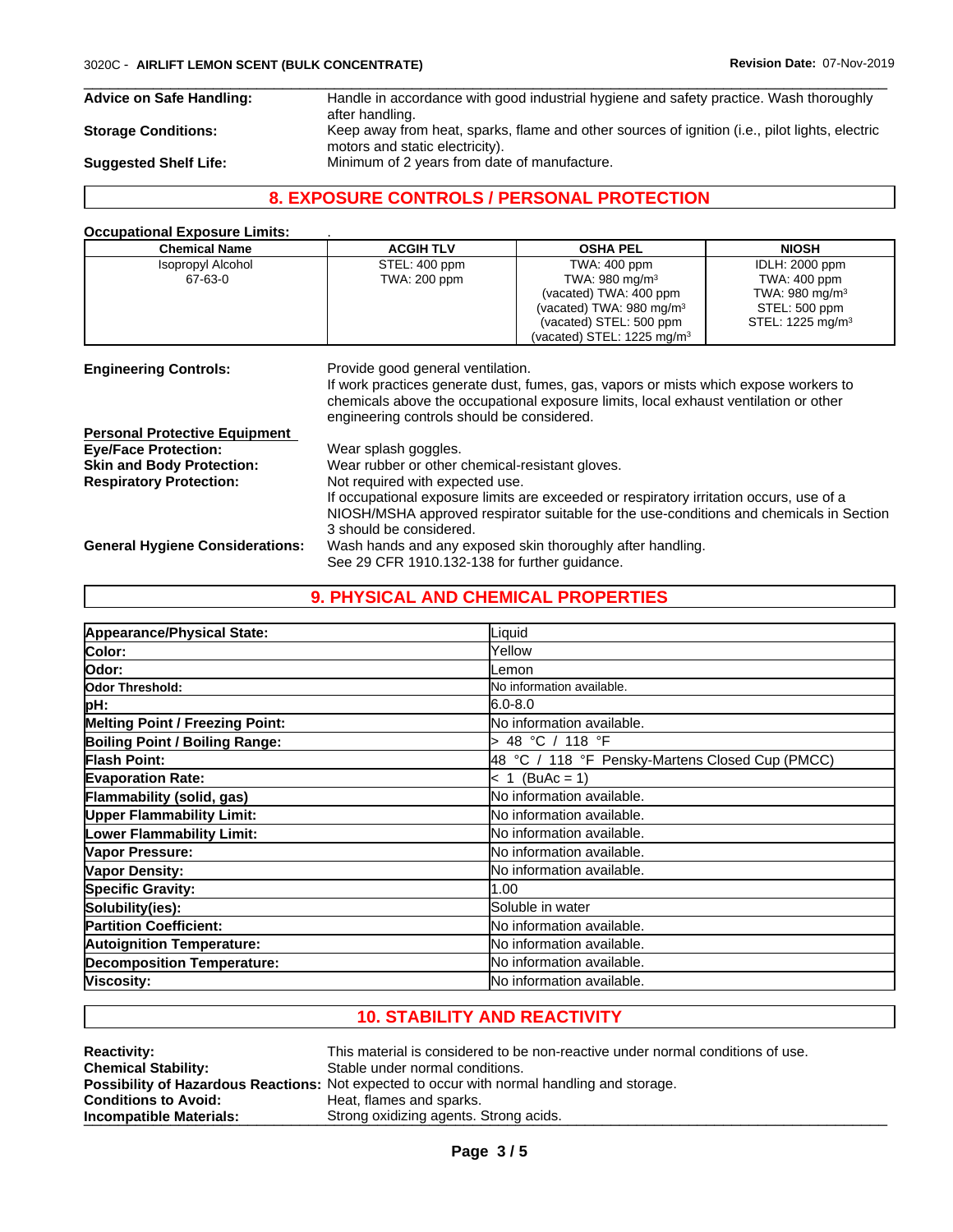| | |
|---|---|
| **Advice on Safe Handling:** | Handle in accordance with good industrial hygiene and safety practice. Wash thoroughly after handling. |
| **Storage Conditions:** | Keep away from heat, sparks, flame and other sources of ignition (i.e., pilot lights, electric motors and static electricity). |
| **Suggested Shelf Life:** | Minimum of 2 years from date of manufacture. |

## 8. EXPOSURE CONTROLS / PERSONAL PROTECTION

**Occupational Exposure Limits:** .

| Chemical Name | ACGIH TLV | OSHA PEL | NIOSH |
|---|---|---|---|
| Isopropyl Alcohol<br>67-63-0 | STEL: 400 ppm<br>TWA: 200 ppm | TWA: 400 ppm<br>TWA: 980 mg/m³<br>(vacated) TWA: 400 ppm<br>(vacated) TWA: 980 mg/m³<br>(vacated) STEL: 500 ppm<br>(vacated) STEL: 1225 mg/m³ | IDLH: 2000 ppm<br>TWA: 400 ppm<br>TWA: 980 mg/m³<br>STEL: 500 ppm<br>STEL: 1225 mg/m³ |

**Engineering Controls:** Provide good general ventilation.
If work practices generate dust, fumes, gas, vapors or mists which expose workers to chemicals above the occupational exposure limits, local exhaust ventilation or other engineering controls should be considered.

**Personal Protective Equipment**

| | |
|---|---|
| **Eye/Face Protection:** | Wear splash goggles. |
| **Skin and Body Protection:** | Wear rubber or other chemical-resistant gloves. |
| **Respiratory Protection:** | Not required with expected use.<br>If occupational exposure limits are exceeded or respiratory irritation occurs, use of a NIOSH/MSHA approved respirator suitable for the use-conditions and chemicals in Section 3 should be considered. |
| **General Hygiene Considerations:** | Wash hands and any exposed skin thoroughly after handling.<br>See 29 CFR 1910.132-138 for further guidance. |

## 9. PHYSICAL AND CHEMICAL PROPERTIES

| | |
|---|---|
| **Appearance/Physical State:** | Liquid |
| **Color:** | Yellow |
| **Odor:** | Lemon |
| **Odor Threshold:** | No information available. |
| **pH:** | 6.0-8.0 |
| **Melting Point / Freezing Point:** | No information available. |
| **Boiling Point / Boiling Range:** | > 48 °C / 118 °F |
| **Flash Point:** | 48 °C / 118 °F Pensky-Martens Closed Cup (PMCC) |
| **Evaporation Rate:** | < 1 (BuAc = 1) |
| **Flammability (solid, gas)** | No information available. |
| **Upper Flammability Limit:** | No information available. |
| **Lower Flammability Limit:** | No information available. |
| **Vapor Pressure:** | No information available. |
| **Vapor Density:** | No information available. |
| **Specific Gravity:** | 1.00 |
| **Solubility(ies):** | Soluble in water |
| **Partition Coefficient:** | No information available. |
| **Autoignition Temperature:** | No information available. |
| **Decomposition Temperature:** | No information available. |
| **Viscosity:** | No information available. |

## 10. STABILITY AND REACTIVITY

| | |
|---|---|
| **Reactivity:** | This material is considered to be non-reactive under normal conditions of use. |
| **Chemical Stability:** | Stable under normal conditions. |
| **Possibility of Hazardous Reactions:** | Not expected to occur with normal handling and storage. |
| **Conditions to Avoid:** | Heat, flames and sparks. |
| **Incompatible Materials:** | Strong oxidizing agents. Strong acids. |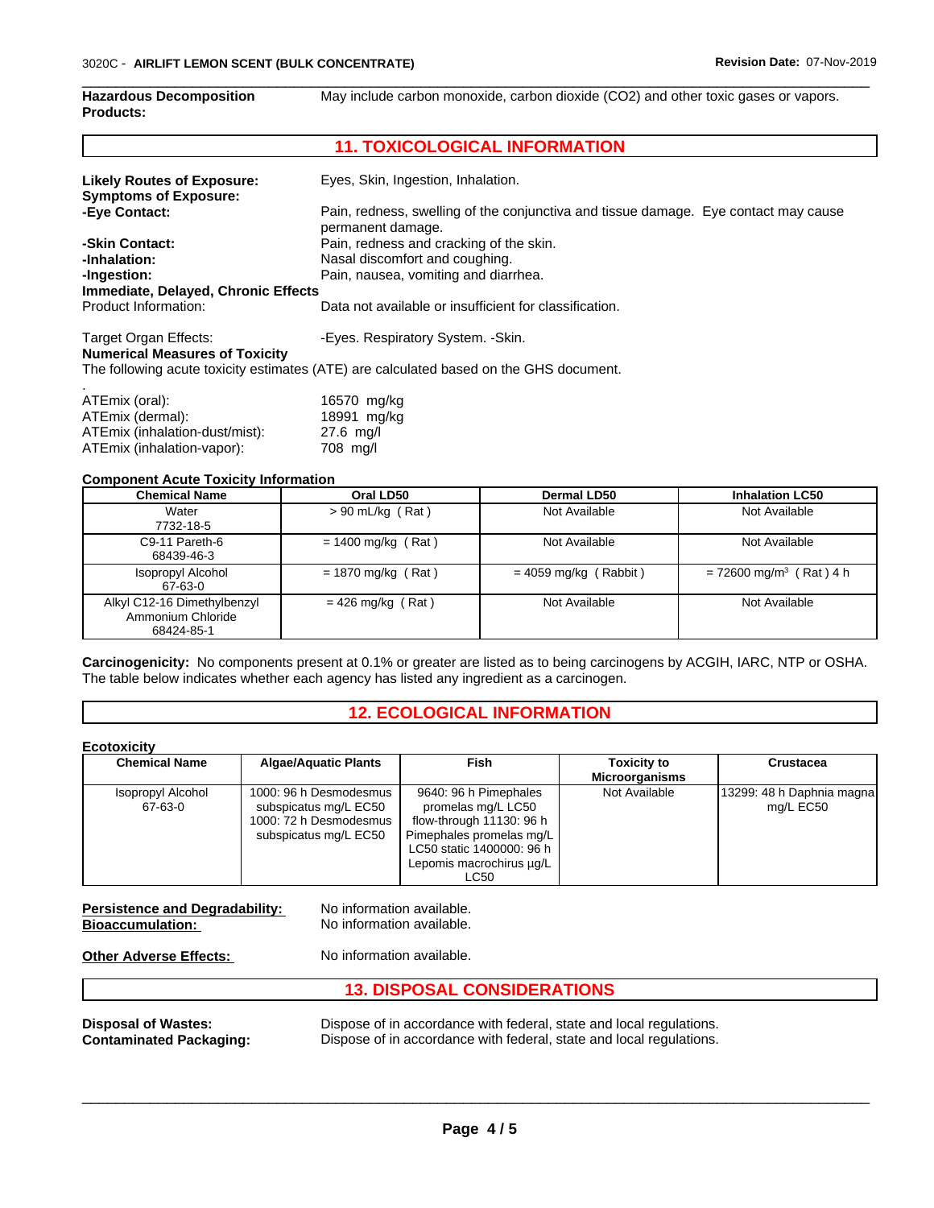**Hazardous Decomposition Products:** May include carbon monoxide, carbon dioxide ($CO_2$) and other toxic gases or vapors.

## 11. TOXICOLOGICAL INFORMATION

**Likely Routes of Exposure:** Eyes, Skin, Ingestion, Inhalation.

**Symptoms of Exposure:**

**-Eye Contact:** Pain, redness, swelling of the conjunctiva and tissue damage. Eye contact may cause permanent damage.

**-Skin Contact:** Pain, redness and cracking of the skin.

**-Inhalation:** Nasal discomfort and coughing.

**-Ingestion:** Pain, nausea, vomiting and diarrhea.

**Immediate, Delayed, Chronic Effects**

Product Information: Data not available or insufficient for classification.

Target Organ Effects: -Eyes. Respiratory System. -Skin.

**Numerical Measures of Toxicity**

The following acute toxicity estimates (ATE) are calculated based on the GHS document.

.

ATEmix (oral): 16570 mg/kg

ATEmix (dermal): 18991 mg/kg

ATEmix (inhalation-dust/mist): 27.6 mg/l

ATEmix (inhalation-vapor): 708 mg/l

**Component Acute Toxicity Information**

| Chemical Name | Oral LD50 | Dermal LD50 | Inhalation LC50 |
|---|---|---|---|
| Water 7732-18-5 | > 90 mL/kg ( Rat ) | Not Available | Not Available |
| C9-11 Pareth-6 68439-46-3 | = 1400 mg/kg ( Rat ) | Not Available | Not Available |
| Isopropyl Alcohol 67-63-0 | = 1870 mg/kg ( Rat ) | = 4059 mg/kg ( Rabbit ) | = 72600 mg/m$^3$ ( Rat ) 4 h |
| Alkyl C12-16 Dimethylbenzyl Ammonium Chloride 68424-85-1 | = 426 mg/kg ( Rat ) | Not Available | Not Available |

**Carcinogenicity:** No components present at 0.1% or greater are listed as to being carcinogens by ACGIH, IARC, NTP or OSHA. The table below indicates whether each agency has listed any ingredient as a carcinogen.

## 12. ECOLOGICAL INFORMATION

**Ecotoxicity**

| Chemical Name | Algae/Aquatic Plants | Fish | Toxicity to Microorganisms | Crustacea |
|---|---|---|---|---|
| Isopropyl Alcohol 67-63-0 | 1000: 96 h Desmodesmus subspicatus mg/L EC50 1000: 72 h Desmodesmus subspicatus mg/L EC50 | 9640: 96 h Pimephales promelas mg/L LC50 flow-through 11130: 96 h Pimephales promelas mg/L LC50 static 1400000: 96 h Lepomis macrochirus µg/L LC50 | Not Available | 13299: 48 h Daphnia magna mg/L EC50 |

**Persistence and Degradability:** No information available.

**Bioaccumulation:** No information available.

**Other Adverse Effects:** No information available.

## 13. DISPOSAL CONSIDERATIONS

**Disposal of Wastes:** Dispose of in accordance with federal, state and local regulations.

**Contaminated Packaging:** Dispose of in accordance with federal, state and local regulations.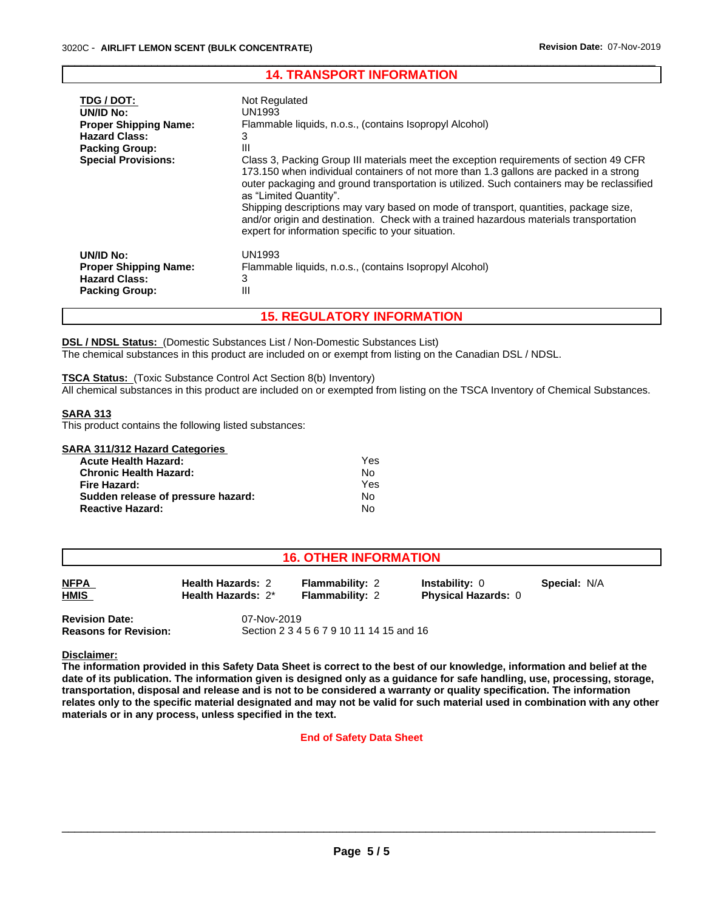## 14. TRANSPORT INFORMATION

| | |
|---|---|
| **TDG / DOT:** | Not Regulated |
| **UN/ID No:** | UN1993 |
| **Proper Shipping Name:** | Flammable liquids, n.o.s., (contains Isopropyl Alcohol) |
| **Hazard Class:** | 3 |
| **Packing Group:** | III |
| **Special Provisions:** | Class 3, Packing Group III materials meet the exception requirements of section 49 CFR 173.150 when individual containers of not more than 1.3 gallons are packed in a strong outer packaging and ground transportation is utilized. Such containers may be reclassified as “Limited Quantity”. Shipping descriptions may vary based on mode of transport, quantities, package size, and/or origin and destination. Check with a trained hazardous materials transportation expert for information specific to your situation. |

| | |
|---|---|
| **UN/ID No:** | UN1993 |
| **Proper Shipping Name:** | Flammable liquids, n.o.s., (contains Isopropyl Alcohol) |
| **Hazard Class:** | 3 |
| **Packing Group:** | III |

## 15. REGULATORY INFORMATION

**DSL / NDSL Status:** (Domestic Substances List / Non-Domestic Substances List)
The chemical substances in this product are included on or exempt from listing on the Canadian DSL / NDSL.

**TSCA Status:** (Toxic Substance Control Act Section 8(b) Inventory)
All chemical substances in this product are included on or exempted from listing on the TSCA Inventory of Chemical Substances.

**SARA 313**
This product contains the following listed substances:

**SARA 311/312 Hazard Categories**

| | |
|---|---|
| **Acute Health Hazard:** | Yes |
| **Chronic Health Hazard:** | No |
| **Fire Hazard:** | Yes |
| **Sudden release of pressure hazard:** | No |
| **Reactive Hazard:** | No |

## 16. OTHER INFORMATION

| | | | | |
|---|---|---|---|---|
| **NFPA** | **Health Hazards:** 2 | **Flammability:** 2 | **Instability:** 0 | **Special:** N/A |
| **HMIS** | **Health Hazards:** 2* | **Flammability:** 2 | **Physical Hazards:** 0 | |

**Revision Date:** 07-Nov-2019
**Reasons for Revision:** Section 2 3 4 5 6 7 9 10 11 14 15 and 16

**Disclaimer:**
**The information provided in this Safety Data Sheet is correct to the best of our knowledge, information and belief at the date of its publication. The information given is designed only as a guidance for safe handling, use, processing, storage, transportation, disposal and release and is not to be considered a warranty or quality specification. The information relates only to the specific material designated and may not be valid for such material used in combination with any other materials or in any process, unless specified in the text.**

**End of Safety Data Sheet**